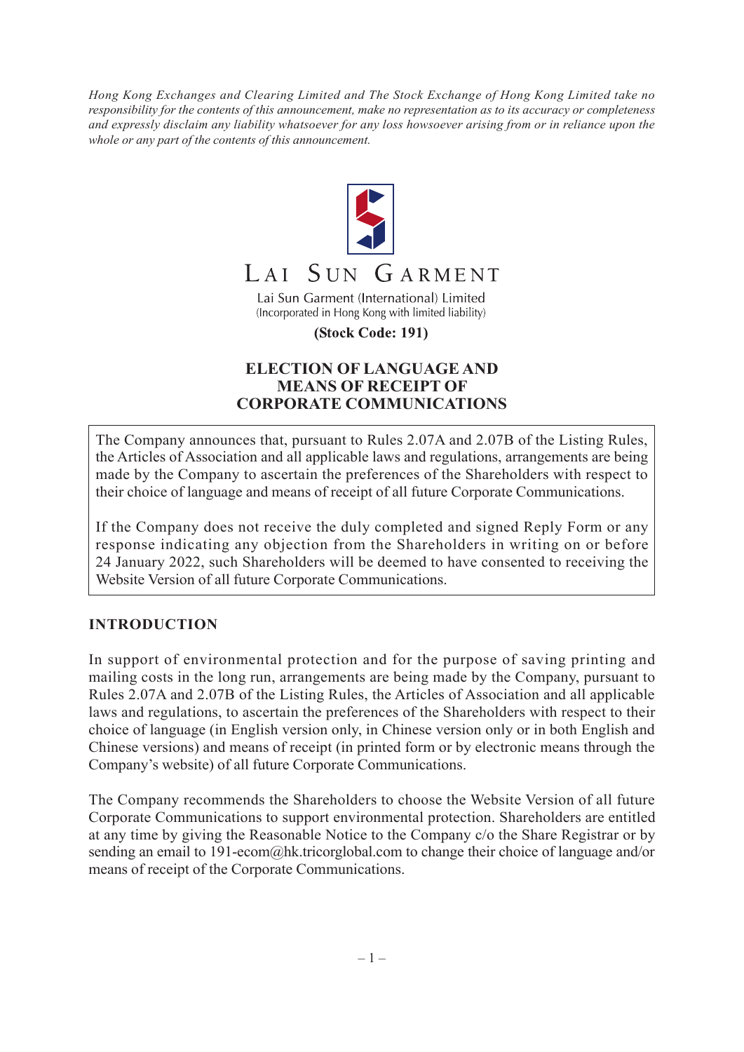*Hong Kong Exchanges and Clearing Limited and The Stock Exchange of Hong Kong Limited take no responsibility for the contents of this announcement, make no representation as to its accuracy or completeness and expressly disclaim any liability whatsoever for any loss howsoever arising from or in reliance upon the whole or any part of the contents of this announcement.*

LAI SUN GARMENT

Lai Sun Garment (International) Limited
(Incorporated in Hong Kong with limited liability)

**(Stock Code: 191)**

# ELECTION OF LANGUAGE AND MEANS OF RECEIPT OF CORPORATE COMMUNICATIONS

The Company announces that, pursuant to Rules 2.07A and 2.07B of the Listing Rules, the Articles of Association and all applicable laws and regulations, arrangements are being made by the Company to ascertain the preferences of the Shareholders with respect to their choice of language and means of receipt of all future Corporate Communications.

If the Company does not receive the duly completed and signed Reply Form or any response indicating any objection from the Shareholders in writing on or before 24 January 2022, such Shareholders will be deemed to have consented to receiving the Website Version of all future Corporate Communications.

## INTRODUCTION

In support of environmental protection and for the purpose of saving printing and mailing costs in the long run, arrangements are being made by the Company, pursuant to Rules 2.07A and 2.07B of the Listing Rules, the Articles of Association and all applicable laws and regulations, to ascertain the preferences of the Shareholders with respect to their choice of language (in English version only, in Chinese version only or in both English and Chinese versions) and means of receipt (in printed form or by electronic means through the Company's website) of all future Corporate Communications.

The Company recommends the Shareholders to choose the Website Version of all future Corporate Communications to support environmental protection. Shareholders are entitled at any time by giving the Reasonable Notice to the Company c/o the Share Registrar or by sending an email to 191-ecom@hk.tricorglobal.com to change their choice of language and/or means of receipt of the Corporate Communications.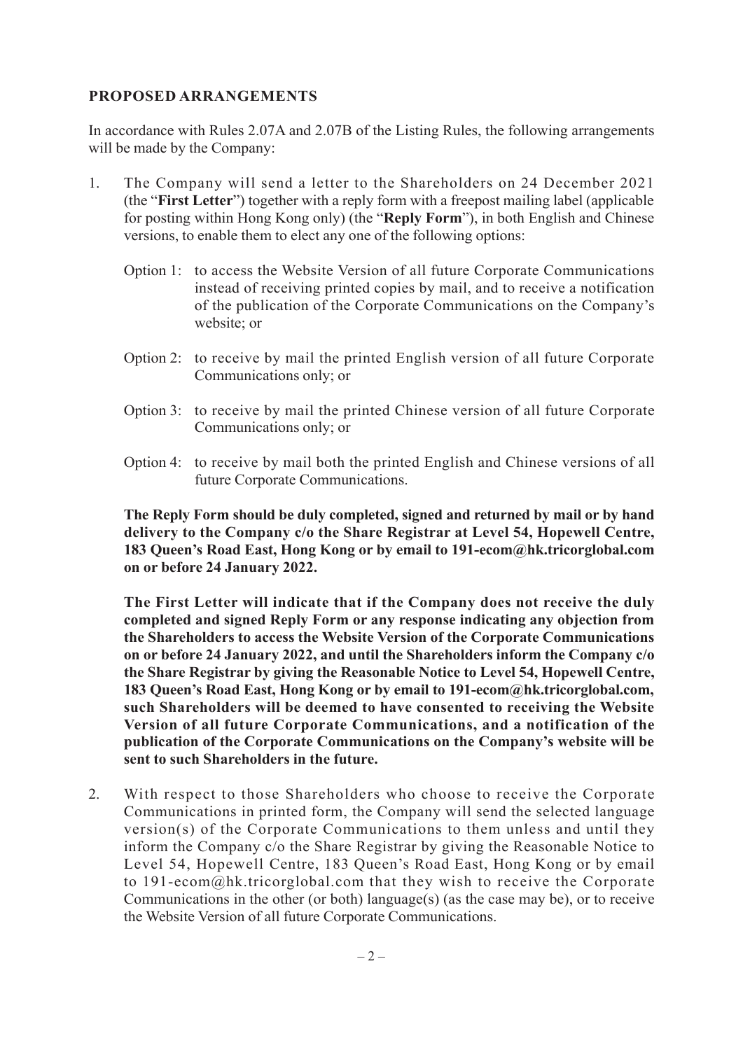**PROPOSED ARRANGEMENTS**

In accordance with Rules 2.07A and 2.07B of the Listing Rules, the following arrangements will be made by the Company:

1. The Company will send a letter to the Shareholders on 24 December 2021 (the "**First Letter**") together with a reply form with a freepost mailing label (applicable for posting within Hong Kong only) (the "**Reply Form**"), in both English and Chinese versions, to enable them to elect any one of the following options:

   Option 1: to access the Website Version of all future Corporate Communications instead of receiving printed copies by mail, and to receive a notification of the publication of the Corporate Communications on the Company's website; or

   Option 2: to receive by mail the printed English version of all future Corporate Communications only; or

   Option 3: to receive by mail the printed Chinese version of all future Corporate Communications only; or

   Option 4: to receive by mail both the printed English and Chinese versions of all future Corporate Communications.

   **The Reply Form should be duly completed, signed and returned by mail or by hand delivery to the Company c/o the Share Registrar at Level 54, Hopewell Centre, 183 Queen's Road East, Hong Kong or by email to 191-ecom@hk.tricorglobal.com on or before 24 January 2022.**

   **The First Letter will indicate that if the Company does not receive the duly completed and signed Reply Form or any response indicating any objection from the Shareholders to access the Website Version of the Corporate Communications on or before 24 January 2022, and until the Shareholders inform the Company c/o the Share Registrar by giving the Reasonable Notice to Level 54, Hopewell Centre, 183 Queen's Road East, Hong Kong or by email to 191-ecom@hk.tricorglobal.com, such Shareholders will be deemed to have consented to receiving the Website Version of all future Corporate Communications, and a notification of the publication of the Corporate Communications on the Company's website will be sent to such Shareholders in the future.**

2. With respect to those Shareholders who choose to receive the Corporate Communications in printed form, the Company will send the selected language version(s) of the Corporate Communications to them unless and until they inform the Company c/o the Share Registrar by giving the Reasonable Notice to Level 54, Hopewell Centre, 183 Queen's Road East, Hong Kong or by email to 191-ecom@hk.tricorglobal.com that they wish to receive the Corporate Communications in the other (or both) language(s) (as the case may be), or to receive the Website Version of all future Corporate Communications.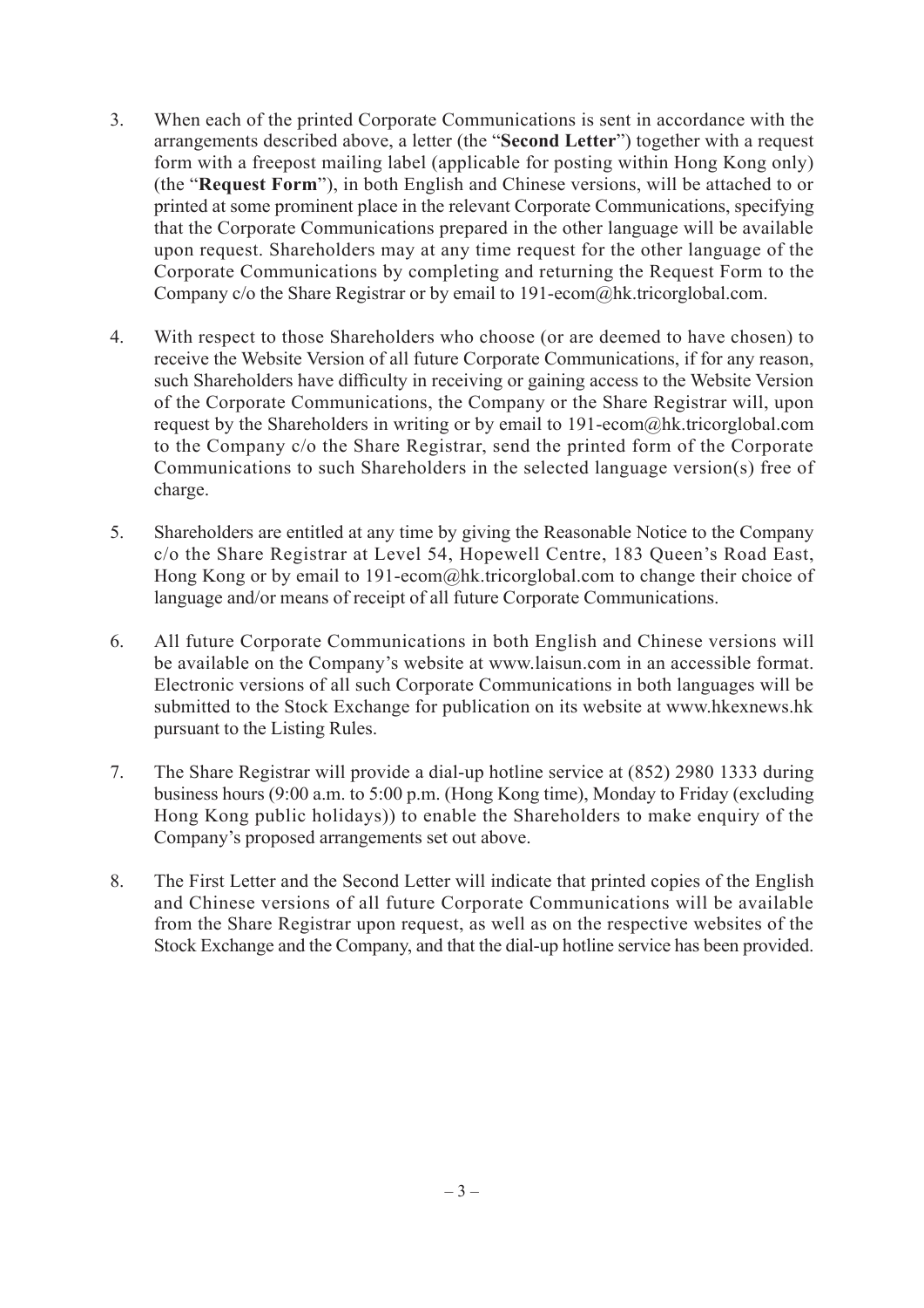3. When each of the printed Corporate Communications is sent in accordance with the arrangements described above, a letter (the "**Second Letter**") together with a request form with a freepost mailing label (applicable for posting within Hong Kong only) (the "**Request Form**"), in both English and Chinese versions, will be attached to or printed at some prominent place in the relevant Corporate Communications, specifying that the Corporate Communications prepared in the other language will be available upon request. Shareholders may at any time request for the other language of the Corporate Communications by completing and returning the Request Form to the Company c/o the Share Registrar or by email to 191-ecom@hk.tricorglobal.com.

4. With respect to those Shareholders who choose (or are deemed to have chosen) to receive the Website Version of all future Corporate Communications, if for any reason, such Shareholders have difficulty in receiving or gaining access to the Website Version of the Corporate Communications, the Company or the Share Registrar will, upon request by the Shareholders in writing or by email to 191-ecom@hk.tricorglobal.com to the Company c/o the Share Registrar, send the printed form of the Corporate Communications to such Shareholders in the selected language version(s) free of charge.

5. Shareholders are entitled at any time by giving the Reasonable Notice to the Company c/o the Share Registrar at Level 54, Hopewell Centre, 183 Queen's Road East, Hong Kong or by email to 191-ecom@hk.tricorglobal.com to change their choice of language and/or means of receipt of all future Corporate Communications.

6. All future Corporate Communications in both English and Chinese versions will be available on the Company's website at www.laisun.com in an accessible format. Electronic versions of all such Corporate Communications in both languages will be submitted to the Stock Exchange for publication on its website at www.hkexnews.hk pursuant to the Listing Rules.

7. The Share Registrar will provide a dial-up hotline service at (852) 2980 1333 during business hours (9:00 a.m. to 5:00 p.m. (Hong Kong time), Monday to Friday (excluding Hong Kong public holidays)) to enable the Shareholders to make enquiry of the Company's proposed arrangements set out above.

8. The First Letter and the Second Letter will indicate that printed copies of the English and Chinese versions of all future Corporate Communications will be available from the Share Registrar upon request, as well as on the respective websites of the Stock Exchange and the Company, and that the dial-up hotline service has been provided.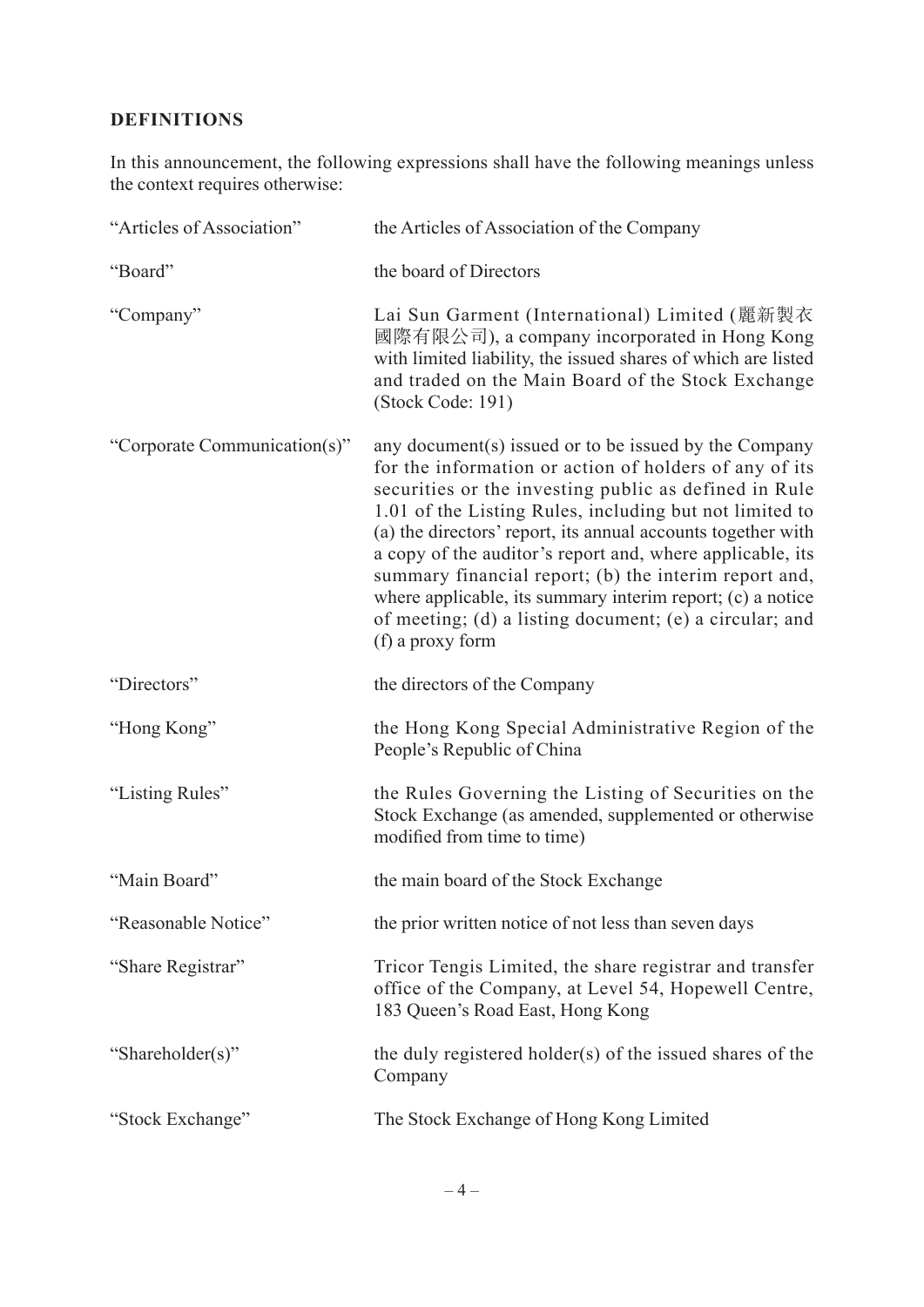## DEFINITIONS

In this announcement, the following expressions shall have the following meanings unless the context requires otherwise:

| | |
|---|---|
| "Articles of Association" | the Articles of Association of the Company |
| "Board" | the board of Directors |
| "Company" | Lai Sun Garment (International) Limited (麗新製衣國際有限公司), a company incorporated in Hong Kong with limited liability, the issued shares of which are listed and traded on the Main Board of the Stock Exchange (Stock Code: 191) |
| "Corporate Communication(s)" | any document(s) issued or to be issued by the Company for the information or action of holders of any of its securities or the investing public as defined in Rule 1.01 of the Listing Rules, including but not limited to (a) the directors' report, its annual accounts together with a copy of the auditor's report and, where applicable, its summary financial report; (b) the interim report and, where applicable, its summary interim report; (c) a notice of meeting; (d) a listing document; (e) a circular; and (f) a proxy form |
| "Directors" | the directors of the Company |
| "Hong Kong" | the Hong Kong Special Administrative Region of the People's Republic of China |
| "Listing Rules" | the Rules Governing the Listing of Securities on the Stock Exchange (as amended, supplemented or otherwise modified from time to time) |
| "Main Board" | the main board of the Stock Exchange |
| "Reasonable Notice" | the prior written notice of not less than seven days |
| "Share Registrar" | Tricor Tengis Limited, the share registrar and transfer office of the Company, at Level 54, Hopewell Centre, 183 Queen's Road East, Hong Kong |
| "Shareholder(s)" | the duly registered holder(s) of the issued shares of the Company |
| "Stock Exchange" | The Stock Exchange of Hong Kong Limited |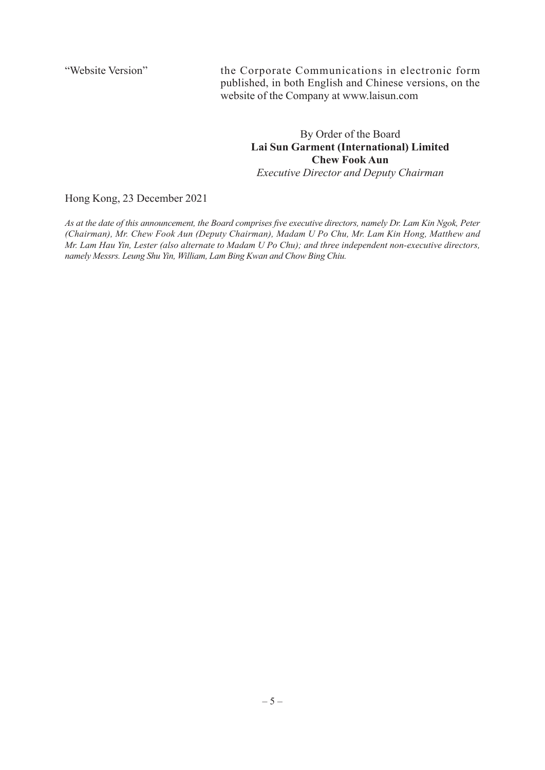| | |
|---|---|
| "Website Version" | the Corporate Communications in electronic form published, in both English and Chinese versions, on the website of the Company at www.laisun.com |

By Order of the Board
**Lai Sun Garment (International) Limited**
**Chew Fook Aun**
*Executive Director and Deputy Chairman*

Hong Kong, 23 December 2021

*As at the date of this announcement, the Board comprises five executive directors, namely Dr. Lam Kin Ngok, Peter (Chairman), Mr. Chew Fook Aun (Deputy Chairman), Madam U Po Chu, Mr. Lam Kin Hong, Matthew and Mr. Lam Hau Yin, Lester (also alternate to Madam U Po Chu); and three independent non-executive directors, namely Messrs. Leung Shu Yin, William, Lam Bing Kwan and Chow Bing Chiu.*